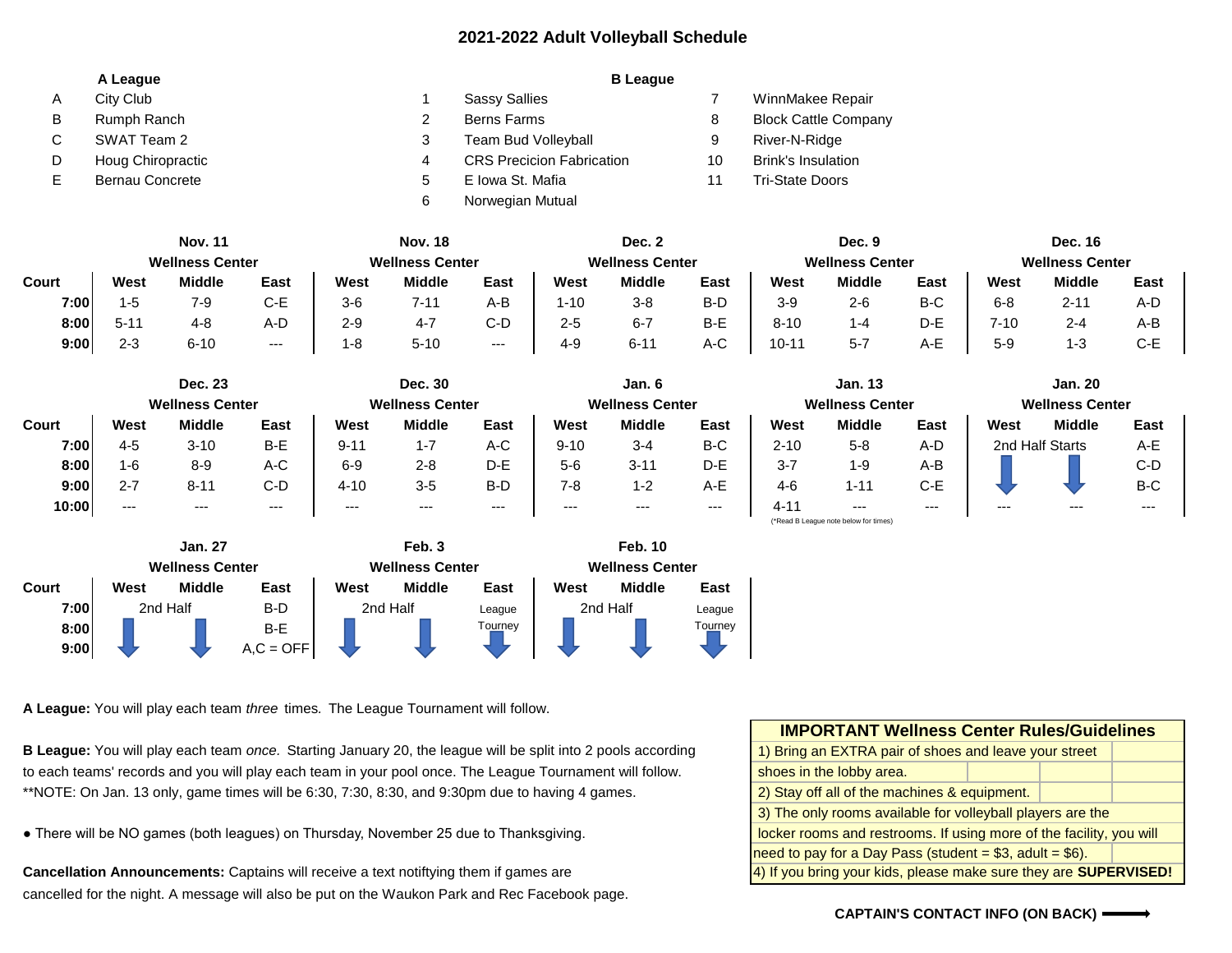# 2021-2022 Adult Volleyball Schedule

| | A League |
|---|---|
| A | City Club |
| B | Rumph Ranch |
| C | SWAT Team 2 |
| D | Houg Chiropractic |
| E | Bernau Concrete |

**B League**

| | | | |
|---|---|---|---|
| 1 | Sassy Sallies | 7 | WinnMakee Repair |
| 2 | Berns Farms | 8 | Block Cattle Company |
| 3 | Team Bud Volleyball | 9 | River-N-Ridge |
| 4 | CRS Precicion Fabrication | 10 | Brink's Insulation |
| 5 | E Iowa St. Mafia | 11 | Tri-State Doors |
| 6 | Norwegian Mutual | | |

| | Nov. 11 | | | Nov. 18 | | | Dec. 2 | | | Dec. 9 | | | Dec. 16 | | |
|---|---|---|---|---|---|---|---|---|---|---|---|---|---|---|---|
| | Wellness Center | | | Wellness Center | | | Wellness Center | | | Wellness Center | | | Wellness Center | | |
| Court | West | Middle | East | West | Middle | East | West | Middle | East | West | Middle | East | West | Middle | East |
| 7:00 | 1-5 | 7-9 | C-E | 3-6 | 7-11 | A-B | 1-10 | 3-8 | B-D | 3-9 | 2-6 | B-C | 6-8 | 2-11 | A-D |
| 8:00 | 5-11 | 4-8 | A-D | 2-9 | 4-7 | C-D | 2-5 | 6-7 | B-E | 8-10 | 1-4 | D-E | 7-10 | 2-4 | A-B |
| 9:00 | 2-3 | 6-10 | --- | 1-8 | 5-10 | --- | 4-9 | 6-11 | A-C | 10-11 | 5-7 | A-E | 5-9 | 1-3 | C-E |

| | Dec. 23 | | | Dec. 30 | | | Jan. 6 | | | Jan. 13 | | | Jan. 20 | | |
|---|---|---|---|---|---|---|---|---|---|---|---|---|---|---|---|
| | Wellness Center | | | Wellness Center | | | Wellness Center | | | Wellness Center | | | Wellness Center | | |
| Court | West | Middle | East | West | Middle | East | West | Middle | East | West | Middle | East | West | Middle | East |
| 7:00 | 4-5 | 3-10 | B-E | 9-11 | 1-7 | A-C | 9-10 | 3-4 | B-C | 2-10 | 5-8 | A-D | 2nd Half Starts | | A-E |
| 8:00 | 1-6 | 8-9 | A-C | 6-9 | 2-8 | D-E | 5-6 | 3-11 | D-E | 3-7 | 1-9 | A-B | ↓ | ↓ | C-D |
| 9:00 | 2-7 | 8-11 | C-D | 4-10 | 3-5 | B-D | 7-8 | 1-2 | A-E | 4-6 | 1-11 | C-E | ↓ | ↓ | B-C |
| 10:00 | --- | --- | --- | --- | --- | --- | --- | --- | --- | 4-11 | --- | --- | --- | --- | --- |

(*Read B League note below for times)

| | Jan. 27 | | | Feb. 3 | | | Feb. 10 | | |
|---|---|---|---|---|---|---|---|---|---|
| | Wellness Center | | | Wellness Center | | | Wellness Center | | |
| Court | West | Middle | East | West | Middle | East | West | Middle | East |
| 7:00 | 2nd Half | | B-D | 2nd Half | | League Tourney | 2nd Half | | League Tourney |
| 8:00 | ↓ | ↓ | B-E | ↓ | ↓ | ↓ | ↓ | ↓ | ↓ |
| 9:00 | ↓ | ↓ | A,C = OFF | ↓ | ↓ | ↓ | ↓ | ↓ | ↓ |

**A League:** You will play each team *three* times. The League Tournament will follow.

**B League:** You will play each team *once*. Starting January 20, the league will be split into 2 pools according to each teams' records and you will play each team in your pool once. The League Tournament will follow.
**NOTE: On Jan. 13 only, game times will be 6:30, 7:30, 8:30, and 9:30pm due to having 4 games.

- There will be NO games (both leagues) on Thursday, November 25 due to Thanksgiving.

**Cancellation Announcements:** Captains will receive a text notiftying them if games are cancelled for the night. A message will also be put on the Waukon Park and Rec Facebook page.

**IMPORTANT Wellness Center Rules/Guidelines**

1) Bring an EXTRA pair of shoes and leave your street shoes in the lobby area.
2) Stay off all of the machines & equipment.
3) The only rooms available for volleyball players are the locker rooms and restrooms. If using more of the facility, you will need to pay for a Day Pass (student = $3, adult = $6).
4) If you bring your kids, please make sure they are **SUPERVISED!**

**CAPTAIN'S CONTACT INFO (ON BACK)** ⟶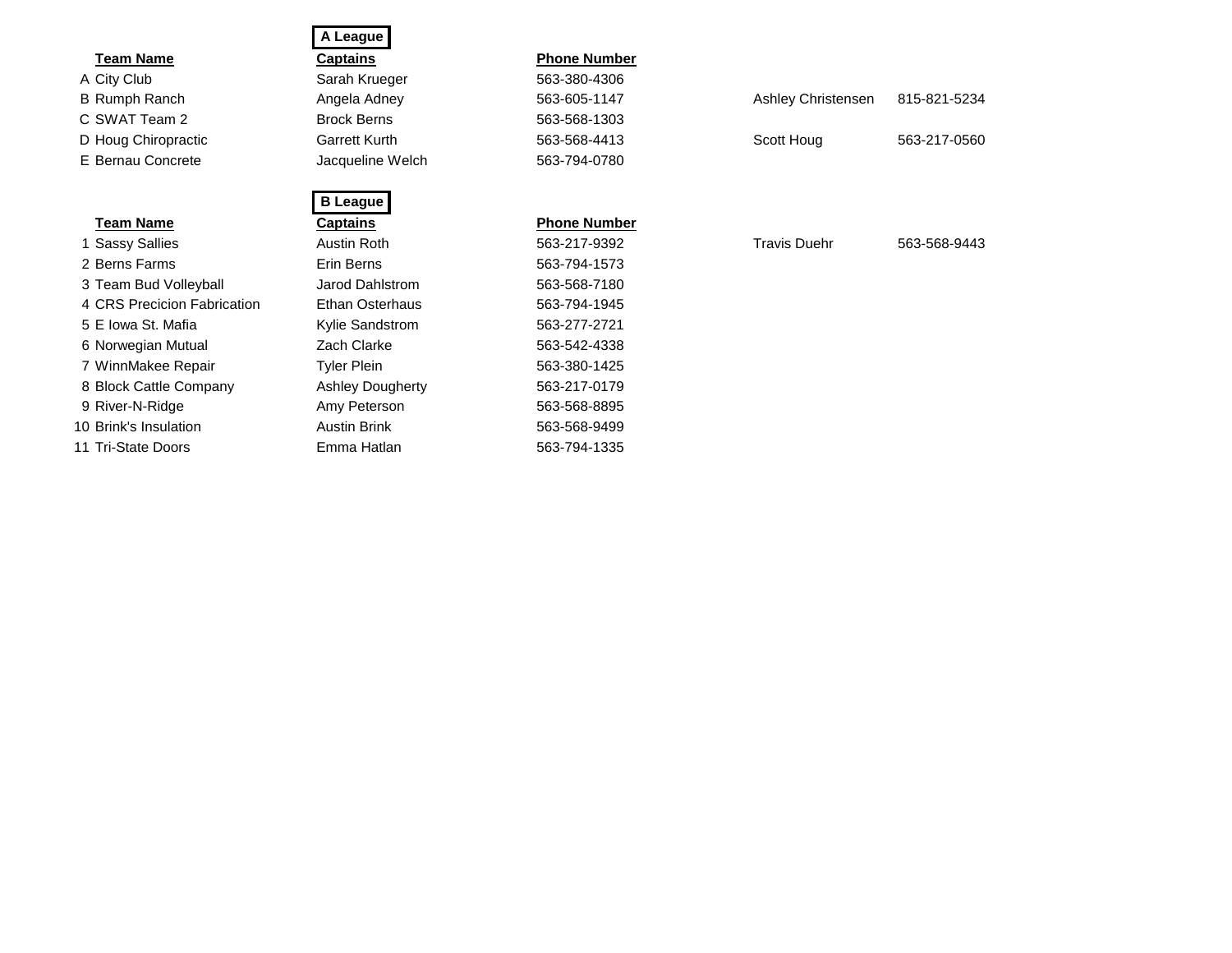**A League**

| | Team Name | Captains | Phone Number | | |
|---|---|---|---|---|---|
| A | City Club | Sarah Krueger | 563-380-4306 | | |
| B | Rumph Ranch | Angela Adney | 563-605-1147 | Ashley Christensen | 815-821-5234 |
| C | SWAT Team 2 | Brock Berns | 563-568-1303 | | |
| D | Houg Chiropractic | Garrett Kurth | 563-568-4413 | Scott Houg | 563-217-0560 |
| E | Bernau Concrete | Jacqueline Welch | 563-794-0780 | | |

**B League**

| | Team Name | Captains | Phone Number | | |
|---|---|---|---|---|---|
| 1 | Sassy Sallies | Austin Roth | 563-217-9392 | Travis Duehr | 563-568-9443 |
| 2 | Berns Farms | Erin Berns | 563-794-1573 | | |
| 3 | Team Bud Volleyball | Jarod Dahlstrom | 563-568-7180 | | |
| 4 | CRS Precicion Fabrication | Ethan Osterhaus | 563-794-1945 | | |
| 5 | E Iowa St. Mafia | Kylie Sandstrom | 563-277-2721 | | |
| 6 | Norwegian Mutual | Zach Clarke | 563-542-4338 | | |
| 7 | WinnMakee Repair | Tyler Plein | 563-380-1425 | | |
| 8 | Block Cattle Company | Ashley Dougherty | 563-217-0179 | | |
| 9 | River-N-Ridge | Amy Peterson | 563-568-8895 | | |
| 10 | Brink's Insulation | Austin Brink | 563-568-9499 | | |
| 11 | Tri-State Doors | Emma Hatlan | 563-794-1335 | | |